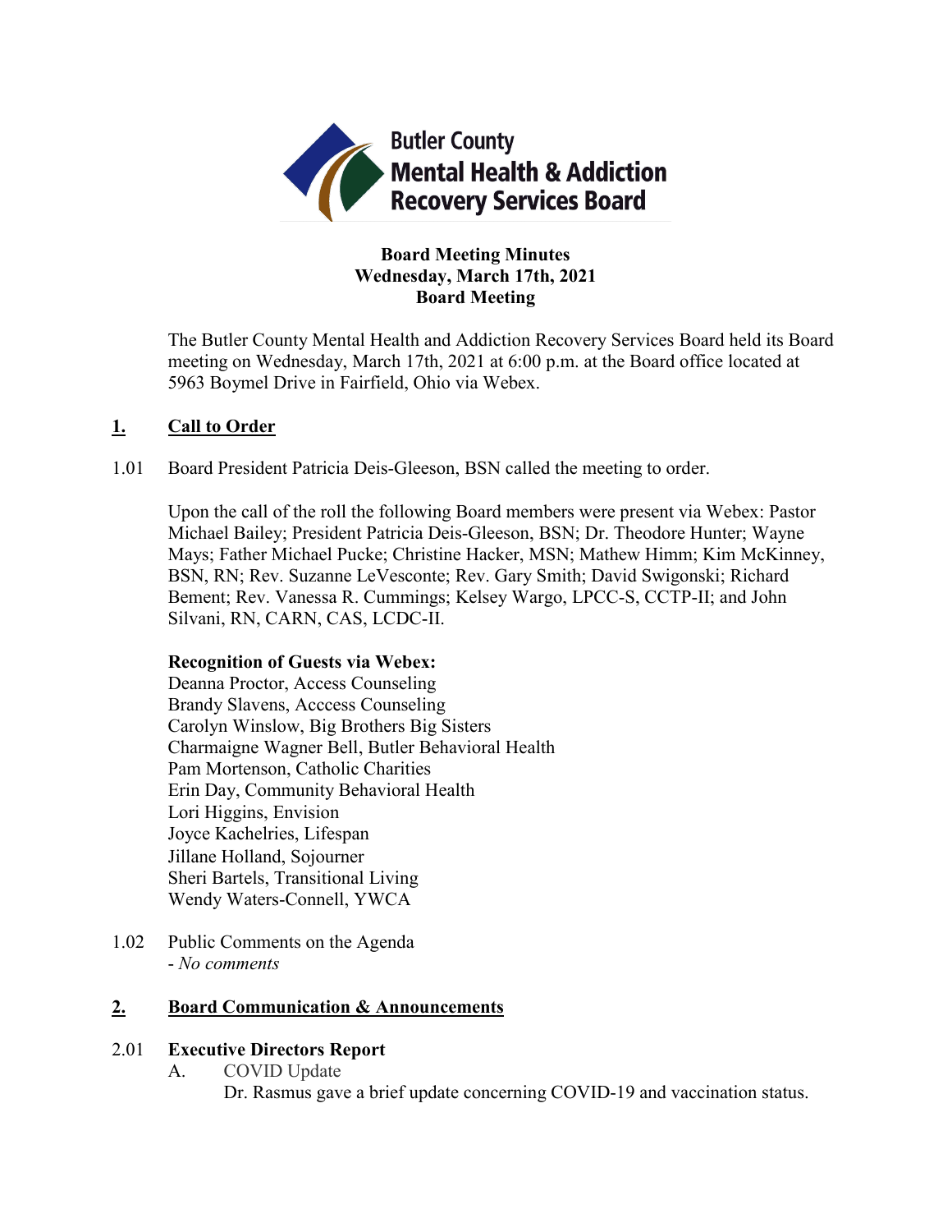Butler County Mental Health & Addiction Recovery Services Board

**Board Meeting Minutes**
**Wednesday, March 17th, 2021**
**Board Meeting**

The Butler County Mental Health and Addiction Recovery Services Board held its Board meeting on Wednesday, March 17th, 2021 at 6:00 p.m. at the Board office located at 5963 Boymel Drive in Fairfield, Ohio via Webex.

## 1. Call to Order

1.01 Board President Patricia Deis-Gleeson, BSN called the meeting to order.

Upon the call of the roll the following Board members were present via Webex: Pastor Michael Bailey; President Patricia Deis-Gleeson, BSN; Dr. Theodore Hunter; Wayne Mays; Father Michael Pucke; Christine Hacker, MSN; Mathew Himm; Kim McKinney, BSN, RN; Rev. Suzanne LeVesconte; Rev. Gary Smith; David Swigonski; Richard Bement; Rev. Vanessa R. Cummings; Kelsey Wargo, LPCC-S, CCTP-II; and John Silvani, RN, CARN, CAS, LCDC-II.

**Recognition of Guests via Webex:**
Deanna Proctor, Access Counseling
Brandy Slavens, Acccess Counseling
Carolyn Winslow, Big Brothers Big Sisters
Charmaigne Wagner Bell, Butler Behavioral Health
Pam Mortenson, Catholic Charities
Erin Day, Community Behavioral Health
Lori Higgins, Envision
Joyce Kachelries, Lifespan
Jillane Holland, Sojourner
Sheri Bartels, Transitional Living
Wendy Waters-Connell, YWCA

1.02 Public Comments on the Agenda
- *No comments*

## 2. Board Communication & Announcements

2.01 **Executive Directors Report**

A. COVID Update
Dr. Rasmus gave a brief update concerning COVID-19 and vaccination status.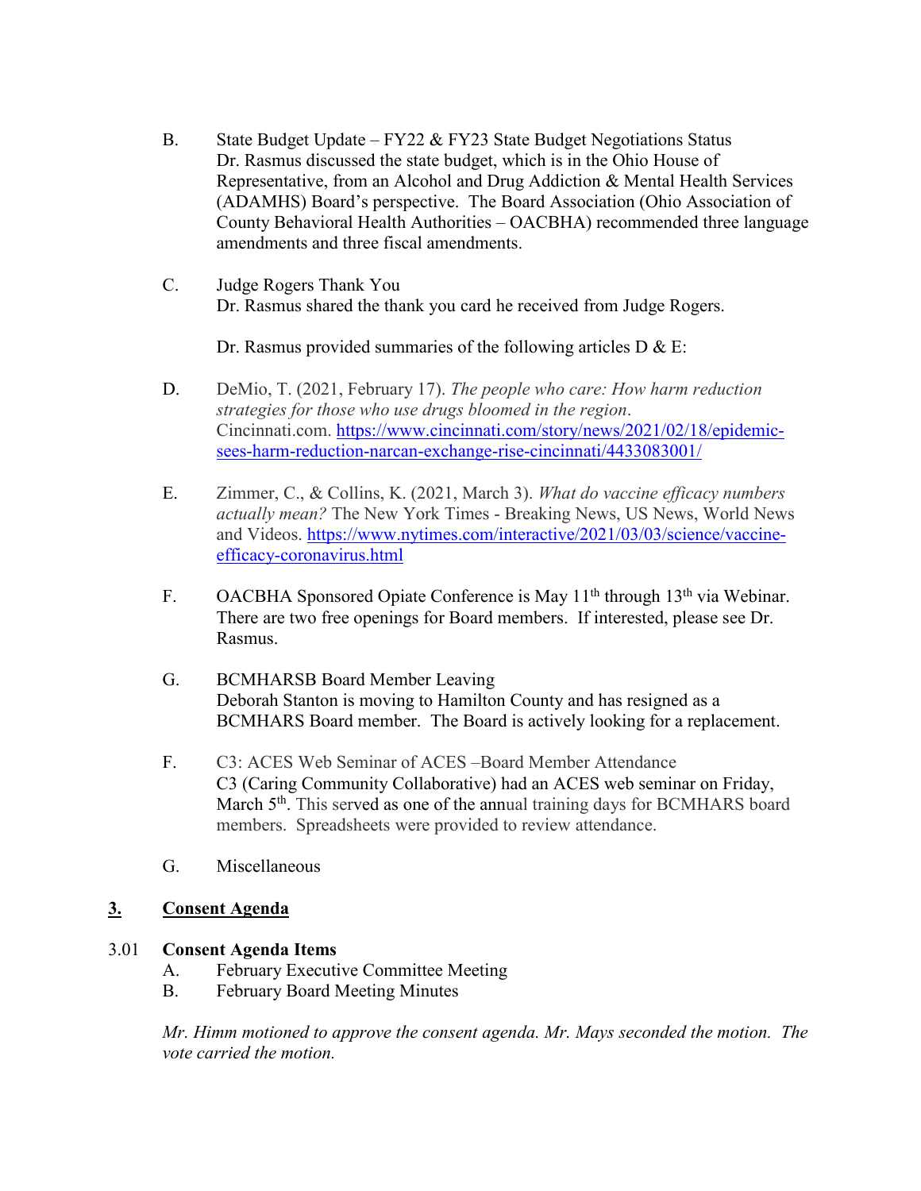B. State Budget Update – FY22 & FY23 State Budget Negotiations Status
Dr. Rasmus discussed the state budget, which is in the Ohio House of Representative, from an Alcohol and Drug Addiction & Mental Health Services (ADAMHS) Board's perspective. The Board Association (Ohio Association of County Behavioral Health Authorities – OACBHA) recommended three language amendments and three fiscal amendments.

C. Judge Rogers Thank You
Dr. Rasmus shared the thank you card he received from Judge Rogers.

Dr. Rasmus provided summaries of the following articles D & E:

D. DeMio, T. (2021, February 17). *The people who care: How harm reduction strategies for those who use drugs bloomed in the region*. Cincinnati.com. https://www.cincinnati.com/story/news/2021/02/18/epidemic-sees-harm-reduction-narcan-exchange-rise-cincinnati/4433083001/

E. Zimmer, C., & Collins, K. (2021, March 3). *What do vaccine efficacy numbers actually mean?* The New York Times - Breaking News, US News, World News and Videos. https://www.nytimes.com/interactive/2021/03/03/science/vaccine-efficacy-coronavirus.html

F. OACBHA Sponsored Opiate Conference is May 11th through 13th via Webinar. There are two free openings for Board members. If interested, please see Dr. Rasmus.

G. BCMHARSB Board Member Leaving
Deborah Stanton is moving to Hamilton County and has resigned as a BCMHARS Board member. The Board is actively looking for a replacement.

F. C3: ACES Web Seminar of ACES –Board Member Attendance
C3 (Caring Community Collaborative) had an ACES web seminar on Friday, March 5th. This served as one of the annual training days for BCMHARS board members. Spreadsheets were provided to review attendance.

G. Miscellaneous

## 3. Consent Agenda

3.01 **Consent Agenda Items**

A. February Executive Committee Meeting
B. February Board Meeting Minutes

*Mr. Himm motioned to approve the consent agenda. Mr. Mays seconded the motion. The vote carried the motion.*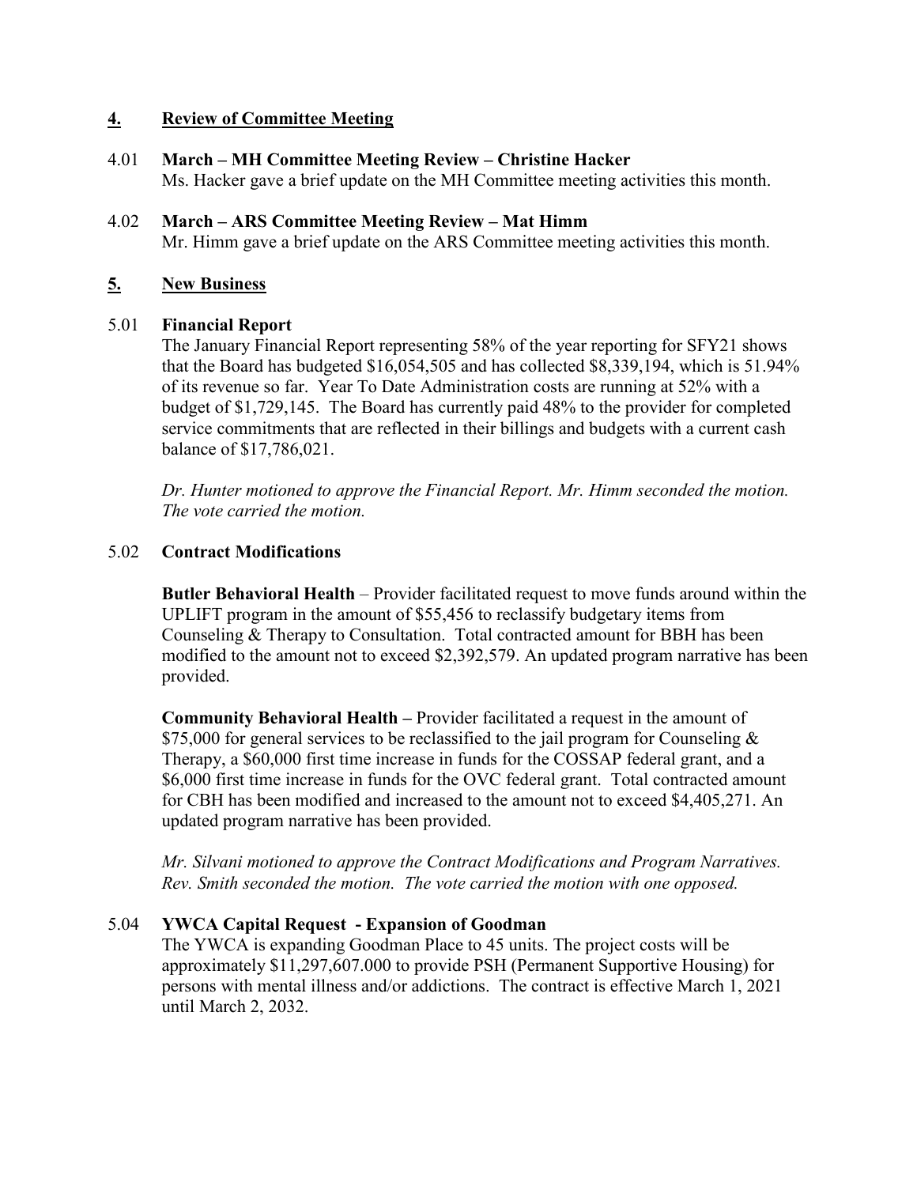## 4. Review of Committee Meeting

### 4.01 March – MH Committee Meeting Review – Christine Hacker

Ms. Hacker gave a brief update on the MH Committee meeting activities this month.

### 4.02 March – ARS Committee Meeting Review – Mat Himm

Mr. Himm gave a brief update on the ARS Committee meeting activities this month.

## 5. New Business

### 5.01 Financial Report

The January Financial Report representing 58% of the year reporting for SFY21 shows that the Board has budgeted $16,054,505 and has collected $8,339,194, which is 51.94% of its revenue so far. Year To Date Administration costs are running at 52% with a budget of $1,729,145. The Board has currently paid 48% to the provider for completed service commitments that are reflected in their billings and budgets with a current cash balance of $17,786,021.

*Dr. Hunter motioned to approve the Financial Report. Mr. Himm seconded the motion. The vote carried the motion.*

### 5.02 Contract Modifications

**Butler Behavioral Health** – Provider facilitated request to move funds around within the UPLIFT program in the amount of $55,456 to reclassify budgetary items from Counseling & Therapy to Consultation. Total contracted amount for BBH has been modified to the amount not to exceed $2,392,579. An updated program narrative has been provided.

**Community Behavioral Health –** Provider facilitated a request in the amount of $75,000 for general services to be reclassified to the jail program for Counseling & Therapy, a $60,000 first time increase in funds for the COSSAP federal grant, and a $6,000 first time increase in funds for the OVC federal grant. Total contracted amount for CBH has been modified and increased to the amount not to exceed $4,405,271. An updated program narrative has been provided.

*Mr. Silvani motioned to approve the Contract Modifications and Program Narratives. Rev. Smith seconded the motion. The vote carried the motion with one opposed.*

### 5.04 YWCA Capital Request - Expansion of Goodman

The YWCA is expanding Goodman Place to 45 units. The project costs will be approximately $11,297,607.000 to provide PSH (Permanent Supportive Housing) for persons with mental illness and/or addictions. The contract is effective March 1, 2021 until March 2, 2032.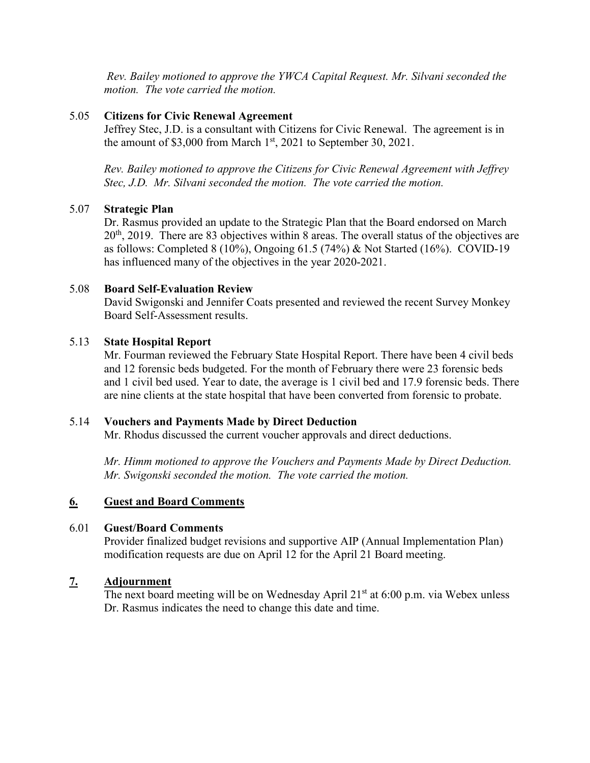*Rev. Bailey motioned to approve the YWCA Capital Request. Mr. Silvani seconded the motion. The vote carried the motion.*

5.05 **Citizens for Civic Renewal Agreement**

Jeffrey Stec, J.D. is a consultant with Citizens for Civic Renewal. The agreement is in the amount of $3,000 from March 1st, 2021 to September 30, 2021.

*Rev. Bailey motioned to approve the Citizens for Civic Renewal Agreement with Jeffrey Stec, J.D. Mr. Silvani seconded the motion. The vote carried the motion.*

5.07 **Strategic Plan**

Dr. Rasmus provided an update to the Strategic Plan that the Board endorsed on March 20th, 2019. There are 83 objectives within 8 areas. The overall status of the objectives are as follows: Completed 8 (10%), Ongoing 61.5 (74%) & Not Started (16%). COVID-19 has influenced many of the objectives in the year 2020-2021.

5.08 **Board Self-Evaluation Review**

David Swigonski and Jennifer Coats presented and reviewed the recent Survey Monkey Board Self-Assessment results.

5.13 **State Hospital Report**

Mr. Fourman reviewed the February State Hospital Report. There have been 4 civil beds and 12 forensic beds budgeted. For the month of February there were 23 forensic beds and 1 civil bed used. Year to date, the average is 1 civil bed and 17.9 forensic beds. There are nine clients at the state hospital that have been converted from forensic to probate.

5.14 **Vouchers and Payments Made by Direct Deduction**

Mr. Rhodus discussed the current voucher approvals and direct deductions.

*Mr. Himm motioned to approve the Vouchers and Payments Made by Direct Deduction. Mr. Swigonski seconded the motion. The vote carried the motion.*

## 6. Guest and Board Comments

6.01 **Guest/Board Comments**

Provider finalized budget revisions and supportive AIP (Annual Implementation Plan) modification requests are due on April 12 for the April 21 Board meeting.

## 7. Adjournment

The next board meeting will be on Wednesday April 21st at 6:00 p.m. via Webex unless Dr. Rasmus indicates the need to change this date and time.